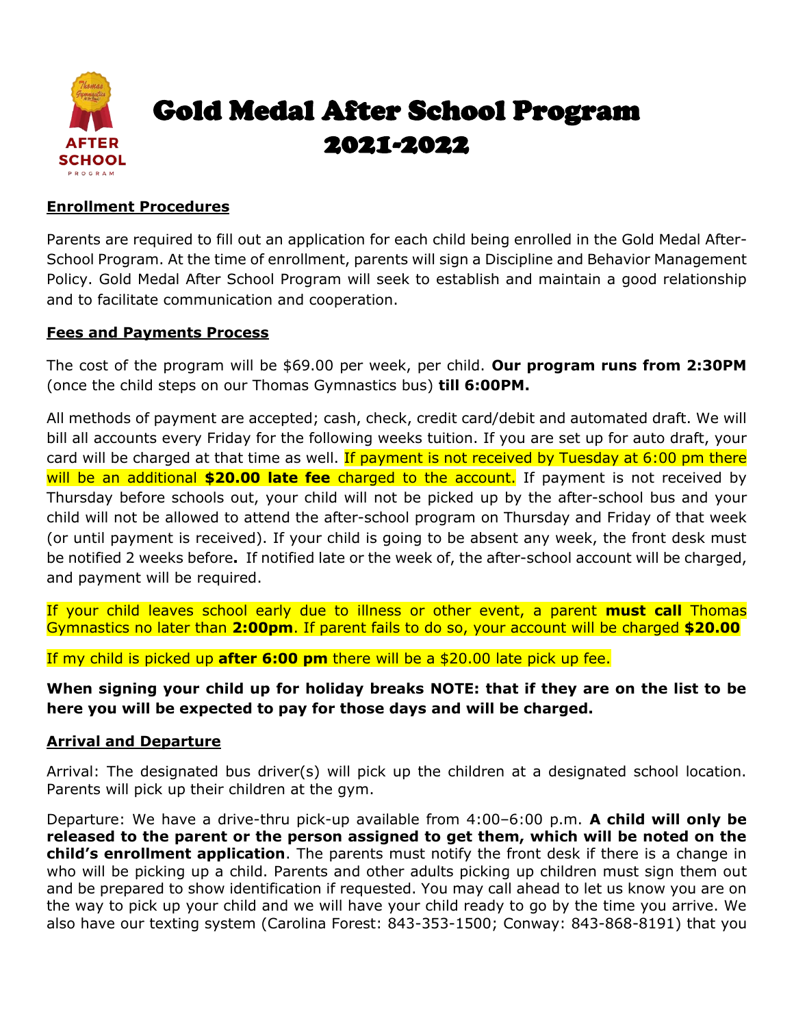# Gold Medal After School Program
# 2021-2022

## Enrollment Procedures

Parents are required to fill out an application for each child being enrolled in the Gold Medal After-School Program. At the time of enrollment, parents will sign a Discipline and Behavior Management Policy. Gold Medal After School Program will seek to establish and maintain a good relationship and to facilitate communication and cooperation.

## Fees and Payments Process

The cost of the program will be $69.00 per week, per child. **Our program runs from 2:30PM** (once the child steps on our Thomas Gymnastics bus) **till 6:00PM.**

All methods of payment are accepted; cash, check, credit card/debit and automated draft. We will bill all accounts every Friday for the following weeks tuition. If you are set up for auto draft, your card will be charged at that time as well. If payment is not received by Tuesday at 6:00 pm there will be an additional **$20.00 late fee** charged to the account. If payment is not received by Thursday before schools out, your child will not be picked up by the after-school bus and your child will not be allowed to attend the after-school program on Thursday and Friday of that week (or until payment is received). If your child is going to be absent any week, the front desk must be notified 2 weeks before**.** If notified late or the week of, the after-school account will be charged, and payment will be required.

If your child leaves school early due to illness or other event, a parent **must call** Thomas Gymnastics no later than **2:00pm**. If parent fails to do so, your account will be charged **$20.00**

If my child is picked up **after 6:00 pm** there will be a $20.00 late pick up fee.

**When signing your child up for holiday breaks NOTE: that if they are on the list to be here you will be expected to pay for those days and will be charged.**

## Arrival and Departure

Arrival: The designated bus driver(s) will pick up the children at a designated school location. Parents will pick up their children at the gym.

Departure: We have a drive-thru pick-up available from 4:00–6:00 p.m. **A child will only be released to the parent or the person assigned to get them, which will be noted on the child's enrollment application**. The parents must notify the front desk if there is a change in who will be picking up a child. Parents and other adults picking up children must sign them out and be prepared to show identification if requested. You may call ahead to let us know you are on the way to pick up your child and we will have your child ready to go by the time you arrive. We also have our texting system (Carolina Forest: 843-353-1500; Conway: 843-868-8191) that you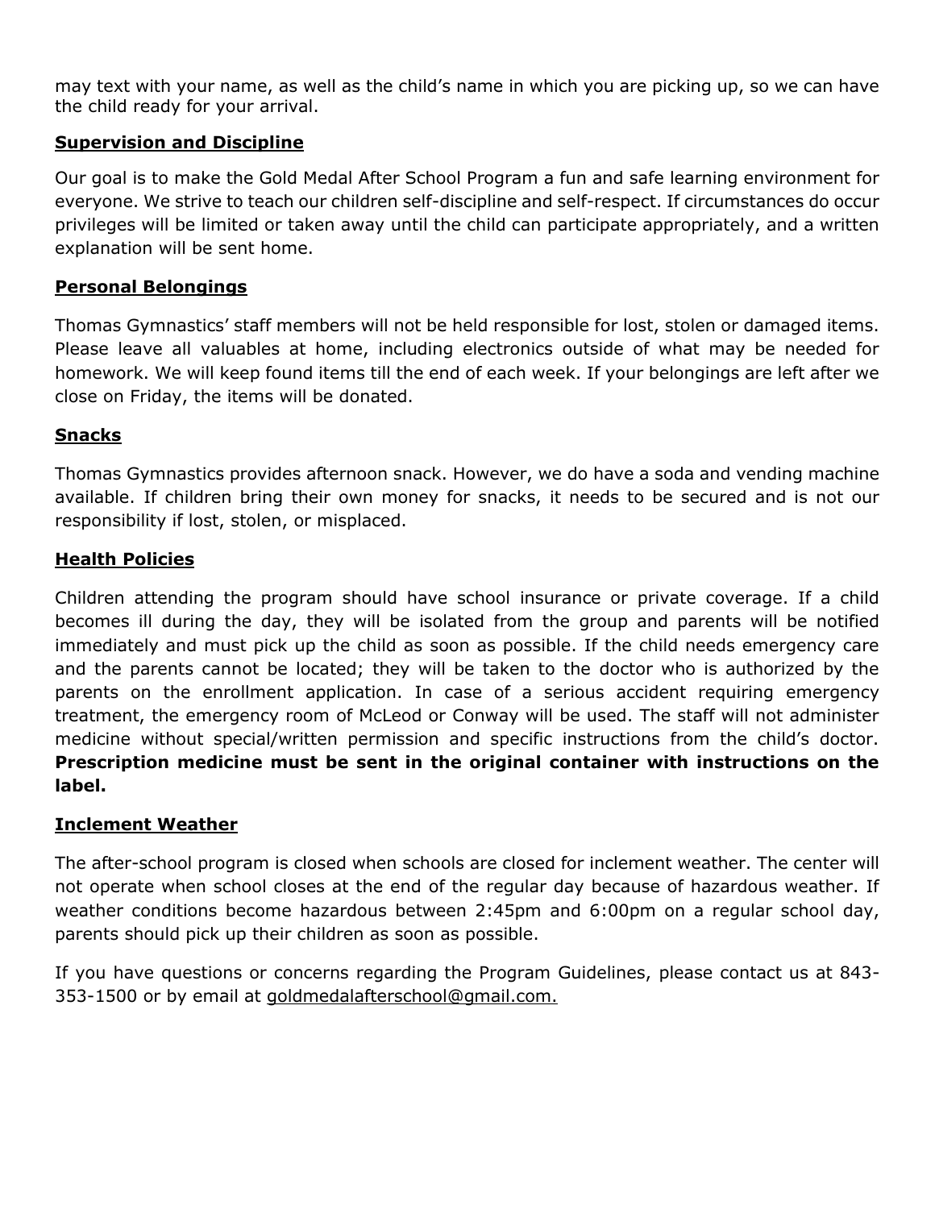may text with your name, as well as the child's name in which you are picking up, so we can have the child ready for your arrival.

## Supervision and Discipline

Our goal is to make the Gold Medal After School Program a fun and safe learning environment for everyone. We strive to teach our children self-discipline and self-respect. If circumstances do occur privileges will be limited or taken away until the child can participate appropriately, and a written explanation will be sent home.

## Personal Belongings

Thomas Gymnastics' staff members will not be held responsible for lost, stolen or damaged items. Please leave all valuables at home, including electronics outside of what may be needed for homework. We will keep found items till the end of each week. If your belongings are left after we close on Friday, the items will be donated.

## Snacks

Thomas Gymnastics provides afternoon snack. However, we do have a soda and vending machine available. If children bring their own money for snacks, it needs to be secured and is not our responsibility if lost, stolen, or misplaced.

## Health Policies

Children attending the program should have school insurance or private coverage. If a child becomes ill during the day, they will be isolated from the group and parents will be notified immediately and must pick up the child as soon as possible. If the child needs emergency care and the parents cannot be located; they will be taken to the doctor who is authorized by the parents on the enrollment application. In case of a serious accident requiring emergency treatment, the emergency room of McLeod or Conway will be used. The staff will not administer medicine without special/written permission and specific instructions from the child's doctor. **Prescription medicine must be sent in the original container with instructions on the label.**

## Inclement Weather

The after-school program is closed when schools are closed for inclement weather. The center will not operate when school closes at the end of the regular day because of hazardous weather. If weather conditions become hazardous between 2:45pm and 6:00pm on a regular school day, parents should pick up their children as soon as possible.

If you have questions or concerns regarding the Program Guidelines, please contact us at 843-353-1500 or by email at goldmedalafterschool@gmail.com.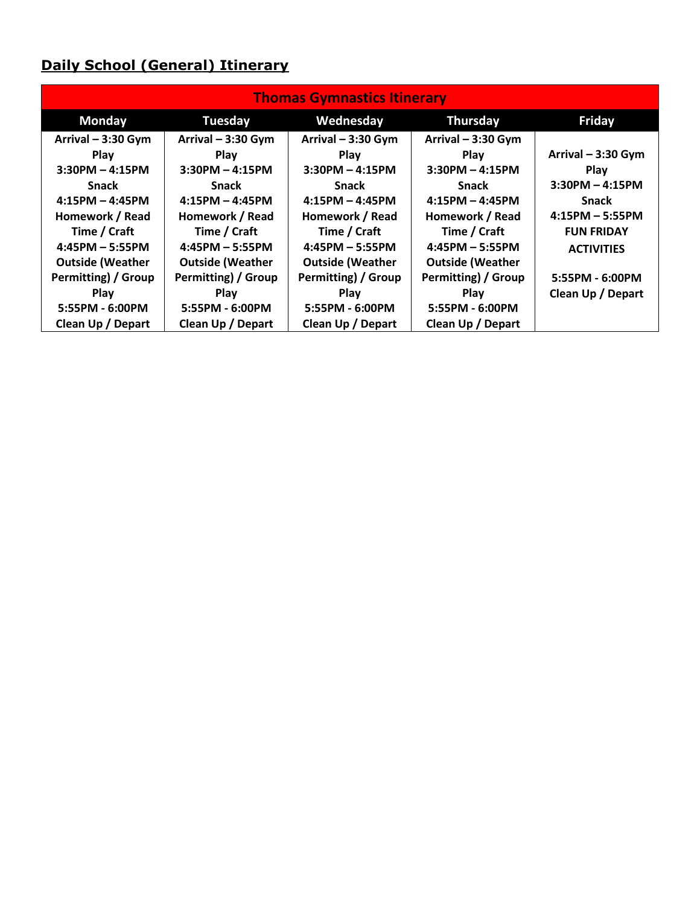## Daily School (General) Itinerary

| Thomas Gymnastics Itinerary | | | | |
|---|---|---|---|---|
| **Monday** | **Tuesday** | **Wednesday** | **Thursday** | **Friday** |
| **Arrival – 3:30 Gym Play**<br>**3:30PM – 4:15PM Snack**<br>**4:15PM – 4:45PM Homework / Read Time / Craft**<br>**4:45PM – 5:55PM Outside (Weather Permitting) / Group Play**<br>**5:55PM - 6:00PM Clean Up / Depart** | **Arrival – 3:30 Gym Play**<br>**3:30PM – 4:15PM Snack**<br>**4:15PM – 4:45PM Homework / Read Time / Craft**<br>**4:45PM – 5:55PM Outside (Weather Permitting) / Group Play**<br>**5:55PM - 6:00PM Clean Up / Depart** | **Arrival – 3:30 Gym Play**<br>**3:30PM – 4:15PM Snack**<br>**4:15PM – 4:45PM Homework / Read Time / Craft**<br>**4:45PM – 5:55PM Outside (Weather Permitting) / Group Play**<br>**5:55PM - 6:00PM Clean Up / Depart** | **Arrival – 3:30 Gym Play**<br>**3:30PM – 4:15PM Snack**<br>**4:15PM – 4:45PM Homework / Read Time / Craft**<br>**4:45PM – 5:55PM Outside (Weather Permitting) / Group Play**<br>**5:55PM - 6:00PM Clean Up / Depart** | **Arrival – 3:30 Gym Play**<br>**3:30PM – 4:15PM Snack**<br>**4:15PM – 5:55PM FUN FRIDAY ACTIVITIES**<br>**5:55PM - 6:00PM Clean Up / Depart** |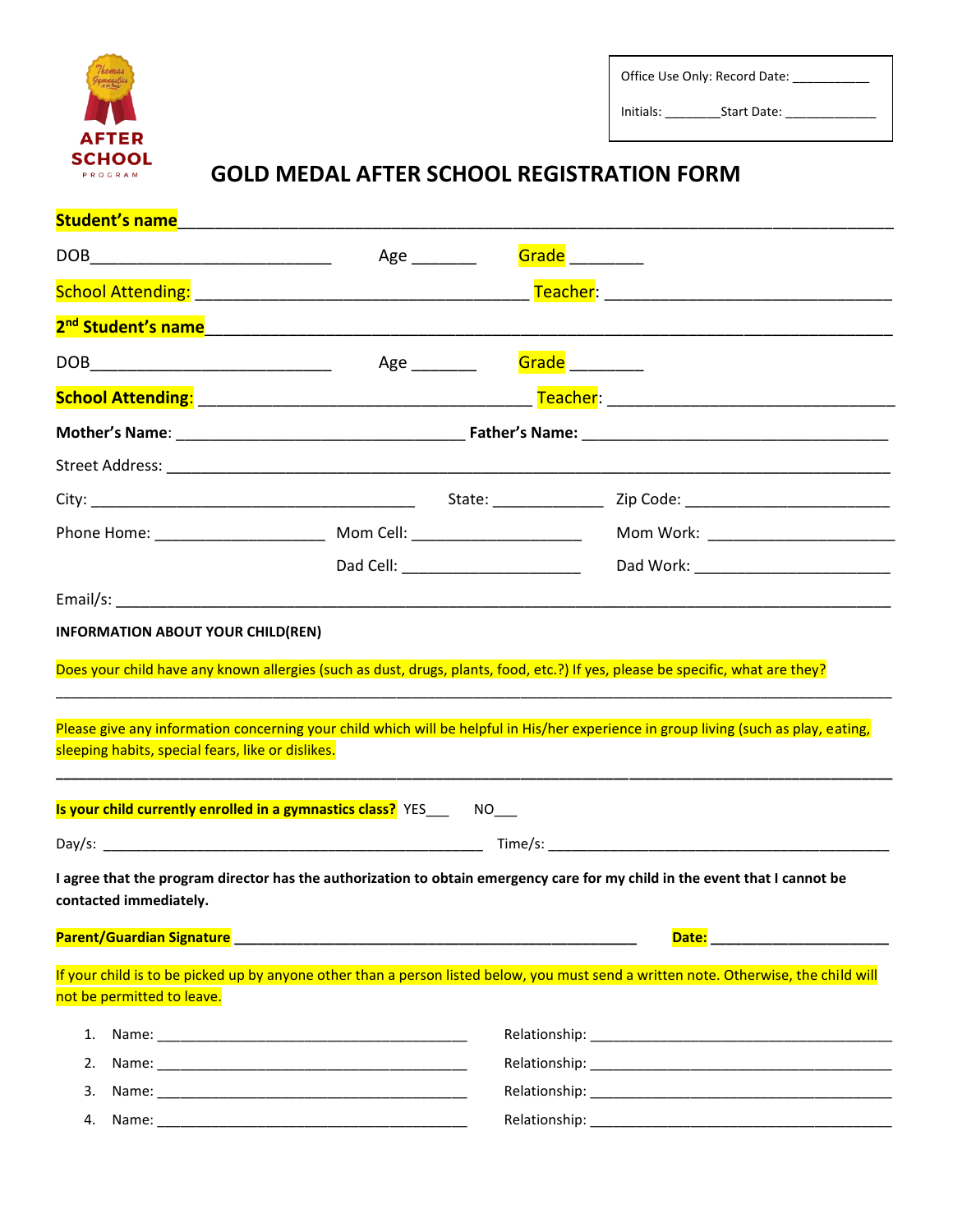AFTER SCHOOL
PROGRAM

Office Use Only: Record Date: ___________

Initials: ________Start Date: _____________

# GOLD MEDAL AFTER SCHOOL REGISTRATION FORM

**Student's name**_______________________________________________________________________

DOB___________________________ Age _______ Grade ________

School Attending: _____________________________________ Teacher: _______________________________

**2nd Student's name**_____________________________________________________________________

DOB___________________________ Age _______ Grade ________

**School Attending**: _____________________________________ Teacher: _______________________________

**Mother's Name**: ________________________________ **Father's Name**: ___________________________________

Street Address: _________________________________________________________________________________

City: ____________________________________ State: ____________ Zip Code: _______________________

Phone Home: ___________________ Mom Cell: ___________________ Mom Work: _____________________

Dad Cell: ____________________ Dad Work: ______________________

Email/s: ________________________________________________________________________________________

**INFORMATION ABOUT YOUR CHILD(REN)**

Does your child have any known allergies (such as dust, drugs, plants, food, etc.?) If yes, please be specific, what are they?

______________________________________________________________________________________________

Please give any information concerning your child which will be helpful in His/her experience in group living (such as play, eating, sleeping habits, special fears, like or dislikes.

______________________________________________________________________________________________

**Is your child currently enrolled in a gymnastics class?** YES___ NO___

Day/s: ______________________________________________ Time/s: _____________________________________________

**I agree that the program director has the authorization to obtain emergency care for my child in the event that I cannot be contacted immediately.**

**Parent/Guardian Signature** ___________________________________________________ **Date:** _____________________

If your child is to be picked up by anyone other than a person listed below, you must send a written note. Otherwise, the child will not be permitted to leave.

1. Name: _________________________________________ Relationship: ________________________________________
2. Name: _________________________________________ Relationship: ________________________________________
3. Name: _________________________________________ Relationship: ________________________________________
4. Name: _________________________________________ Relationship: ________________________________________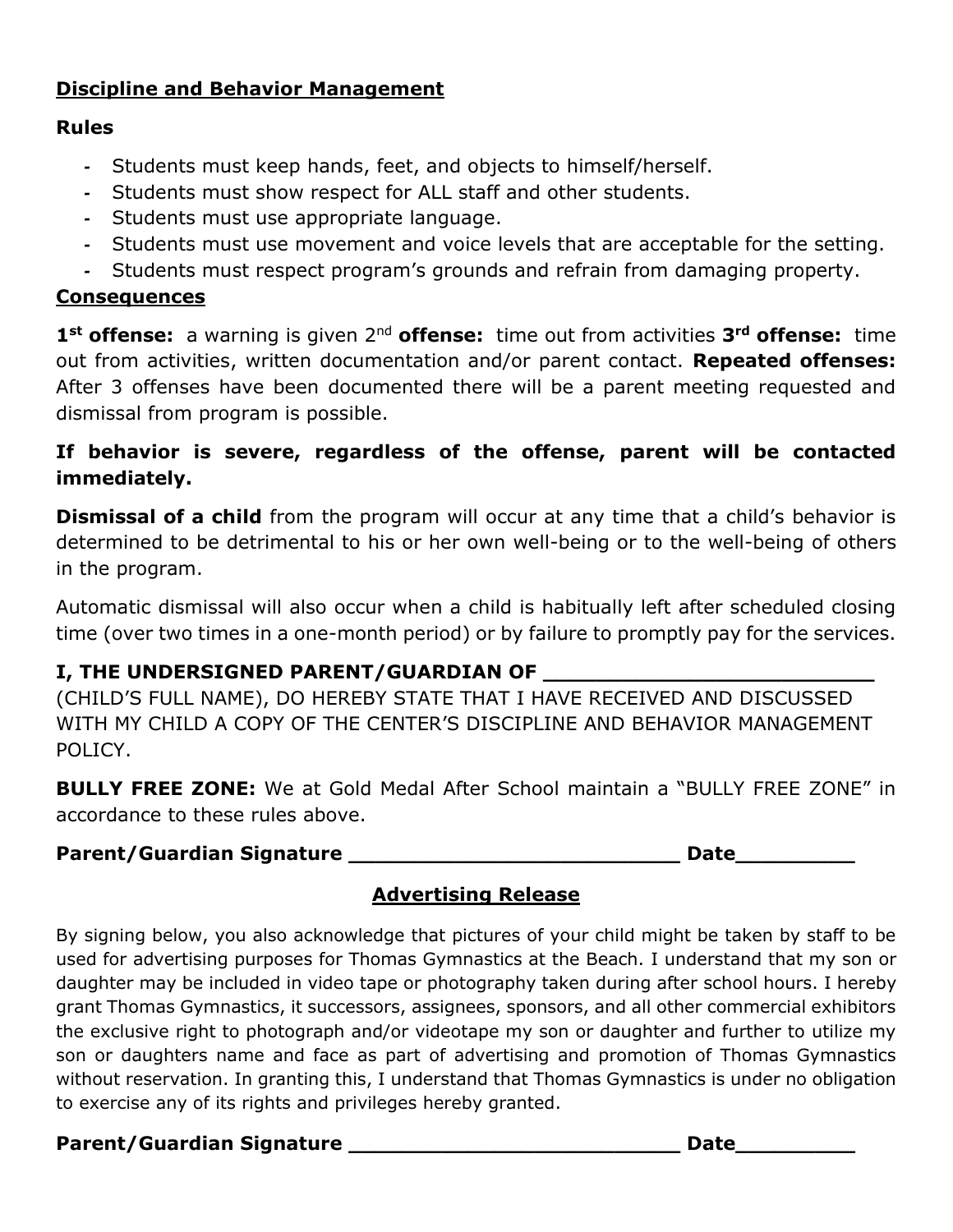**Discipline and Behavior Management**

**Rules**

- Students must keep hands, feet, and objects to himself/herself.
- Students must show respect for ALL staff and other students.
- Students must use appropriate language.
- Students must use movement and voice levels that are acceptable for the setting.
- Students must respect program's grounds and refrain from damaging property.

**Consequences**

**1st offense:** a warning is given **2nd offense:** time out from activities **3rd offense:** time out from activities, written documentation and/or parent contact. **Repeated offenses:** After 3 offenses have been documented there will be a parent meeting requested and dismissal from program is possible.

**If behavior is severe, regardless of the offense, parent will be contacted immediately.**

**Dismissal of a child** from the program will occur at any time that a child's behavior is determined to be detrimental to his or her own well-being or to the well-being of others in the program.

Automatic dismissal will also occur when a child is habitually left after scheduled closing time (over two times in a one-month period) or by failure to promptly pay for the services.

**I, THE UNDERSIGNED PARENT/GUARDIAN OF ___________________________** (CHILD'S FULL NAME), DO HEREBY STATE THAT I HAVE RECEIVED AND DISCUSSED WITH MY CHILD A COPY OF THE CENTER'S DISCIPLINE AND BEHAVIOR MANAGEMENT POLICY.

**BULLY FREE ZONE:** We at Gold Medal After School maintain a "BULLY FREE ZONE" in accordance to these rules above.

**Parent/Guardian Signature ___________________________ Date__________**

**Advertising Release**

By signing below, you also acknowledge that pictures of your child might be taken by staff to be used for advertising purposes for Thomas Gymnastics at the Beach. I understand that my son or daughter may be included in video tape or photography taken during after school hours. I hereby grant Thomas Gymnastics, it successors, assignees, sponsors, and all other commercial exhibitors the exclusive right to photograph and/or videotape my son or daughter and further to utilize my son or daughters name and face as part of advertising and promotion of Thomas Gymnastics without reservation. In granting this, I understand that Thomas Gymnastics is under no obligation to exercise any of its rights and privileges hereby granted.

**Parent/Guardian Signature ___________________________ Date__________**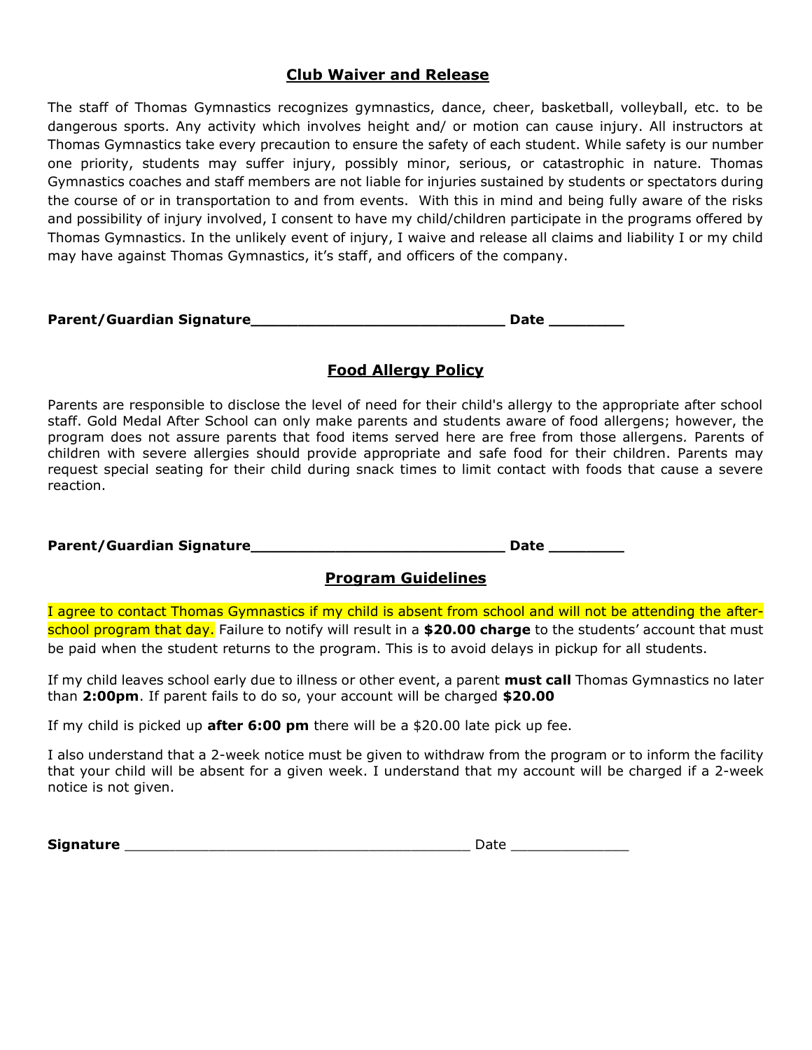## Club Waiver and Release

The staff of Thomas Gymnastics recognizes gymnastics, dance, cheer, basketball, volleyball, etc. to be dangerous sports. Any activity which involves height and/ or motion can cause injury. All instructors at Thomas Gymnastics take every precaution to ensure the safety of each student. While safety is our number one priority, students may suffer injury, possibly minor, serious, or catastrophic in nature. Thomas Gymnastics coaches and staff members are not liable for injuries sustained by students or spectators during the course of or in transportation to and from events. With this in mind and being fully aware of the risks and possibility of injury involved, I consent to have my child/children participate in the programs offered by Thomas Gymnastics. In the unlikely event of injury, I waive and release all claims and liability I or my child may have against Thomas Gymnastics, it's staff, and officers of the company.

**Parent/Guardian Signature_____________________________ Date ________**

## Food Allergy Policy

Parents are responsible to disclose the level of need for their child's allergy to the appropriate after school staff. Gold Medal After School can only make parents and students aware of food allergens; however, the program does not assure parents that food items served here are free from those allergens. Parents of children with severe allergies should provide appropriate and safe food for their children. Parents may request special seating for their child during snack times to limit contact with foods that cause a severe reaction.

**Parent/Guardian Signature_____________________________ Date ________**

## Program Guidelines

I agree to contact Thomas Gymnastics if my child is absent from school and will not be attending the after-school program that day. Failure to notify will result in a **$20.00 charge** to the students' account that must be paid when the student returns to the program. This is to avoid delays in pickup for all students.

If my child leaves school early due to illness or other event, a parent **must call** Thomas Gymnastics no later than **2:00pm**. If parent fails to do so, your account will be charged **$20.00**

If my child is picked up **after 6:00 pm** there will be a $20.00 late pick up fee.

I also understand that a 2-week notice must be given to withdraw from the program or to inform the facility that your child will be absent for a given week. I understand that my account will be charged if a 2-week notice is not given.

**Signature** ________________________________________ Date ______________